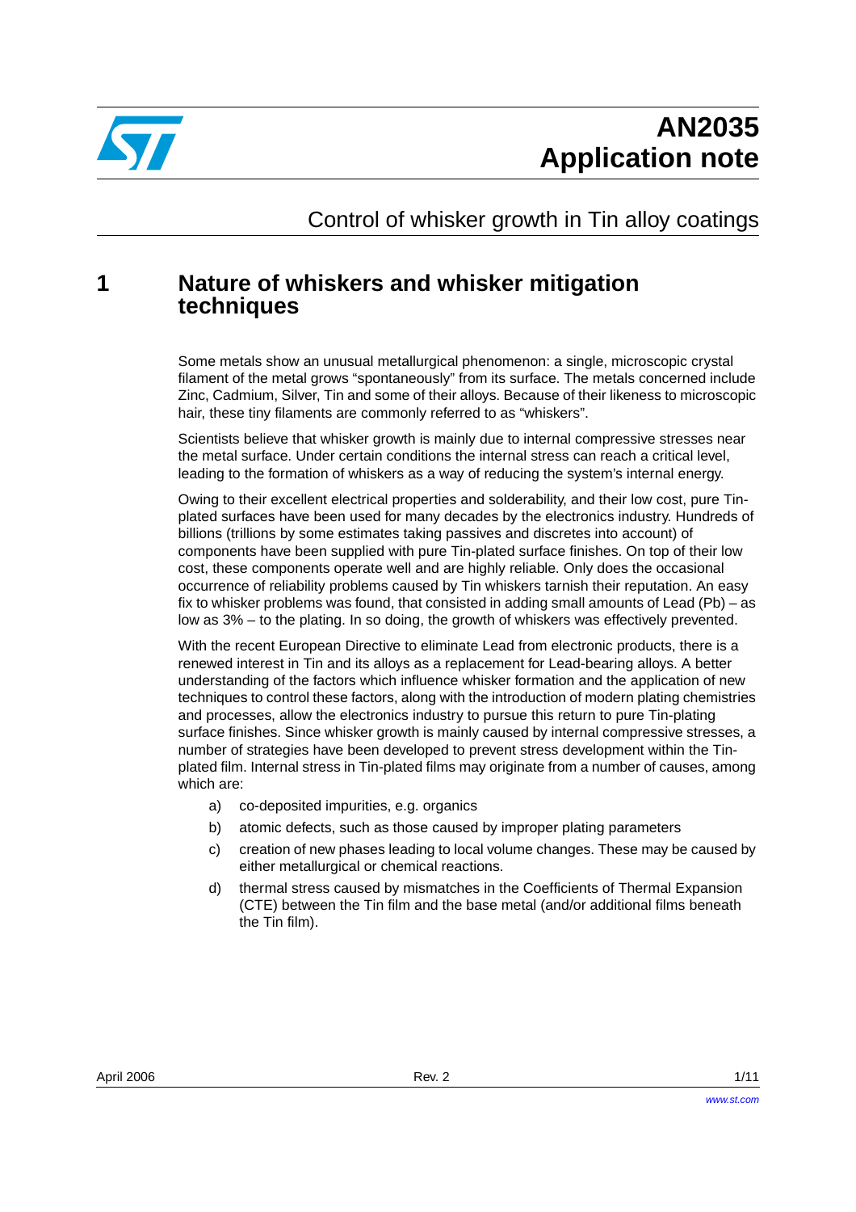# AN2035
# Application note

## Control of whisker growth in Tin alloy coatings

## 1 Nature of whiskers and whisker mitigation techniques

Some metals show an unusual metallurgical phenomenon: a single, microscopic crystal filament of the metal grows "spontaneously" from its surface. The metals concerned include Zinc, Cadmium, Silver, Tin and some of their alloys. Because of their likeness to microscopic hair, these tiny filaments are commonly referred to as "whiskers".

Scientists believe that whisker growth is mainly due to internal compressive stresses near the metal surface. Under certain conditions the internal stress can reach a critical level, leading to the formation of whiskers as a way of reducing the system's internal energy.

Owing to their excellent electrical properties and solderability, and their low cost, pure Tin-plated surfaces have been used for many decades by the electronics industry. Hundreds of billions (trillions by some estimates taking passives and discretes into account) of components have been supplied with pure Tin-plated surface finishes. On top of their low cost, these components operate well and are highly reliable. Only does the occasional occurrence of reliability problems caused by Tin whiskers tarnish their reputation. An easy fix to whisker problems was found, that consisted in adding small amounts of Lead (Pb) – as low as 3% – to the plating. In so doing, the growth of whiskers was effectively prevented.

With the recent European Directive to eliminate Lead from electronic products, there is a renewed interest in Tin and its alloys as a replacement for Lead-bearing alloys. A better understanding of the factors which influence whisker formation and the application of new techniques to control these factors, along with the introduction of modern plating chemistries and processes, allow the electronics industry to pursue this return to pure Tin-plating surface finishes. Since whisker growth is mainly caused by internal compressive stresses, a number of strategies have been developed to prevent stress development within the Tin-plated film. Internal stress in Tin-plated films may originate from a number of causes, among which are:

a) co-deposited impurities, e.g. organics

b) atomic defects, such as those caused by improper plating parameters

c) creation of new phases leading to local volume changes. These may be caused by either metallurgical or chemical reactions.

d) thermal stress caused by mismatches in the Coefficients of Thermal Expansion (CTE) between the Tin film and the base metal (and/or additional films beneath the Tin film).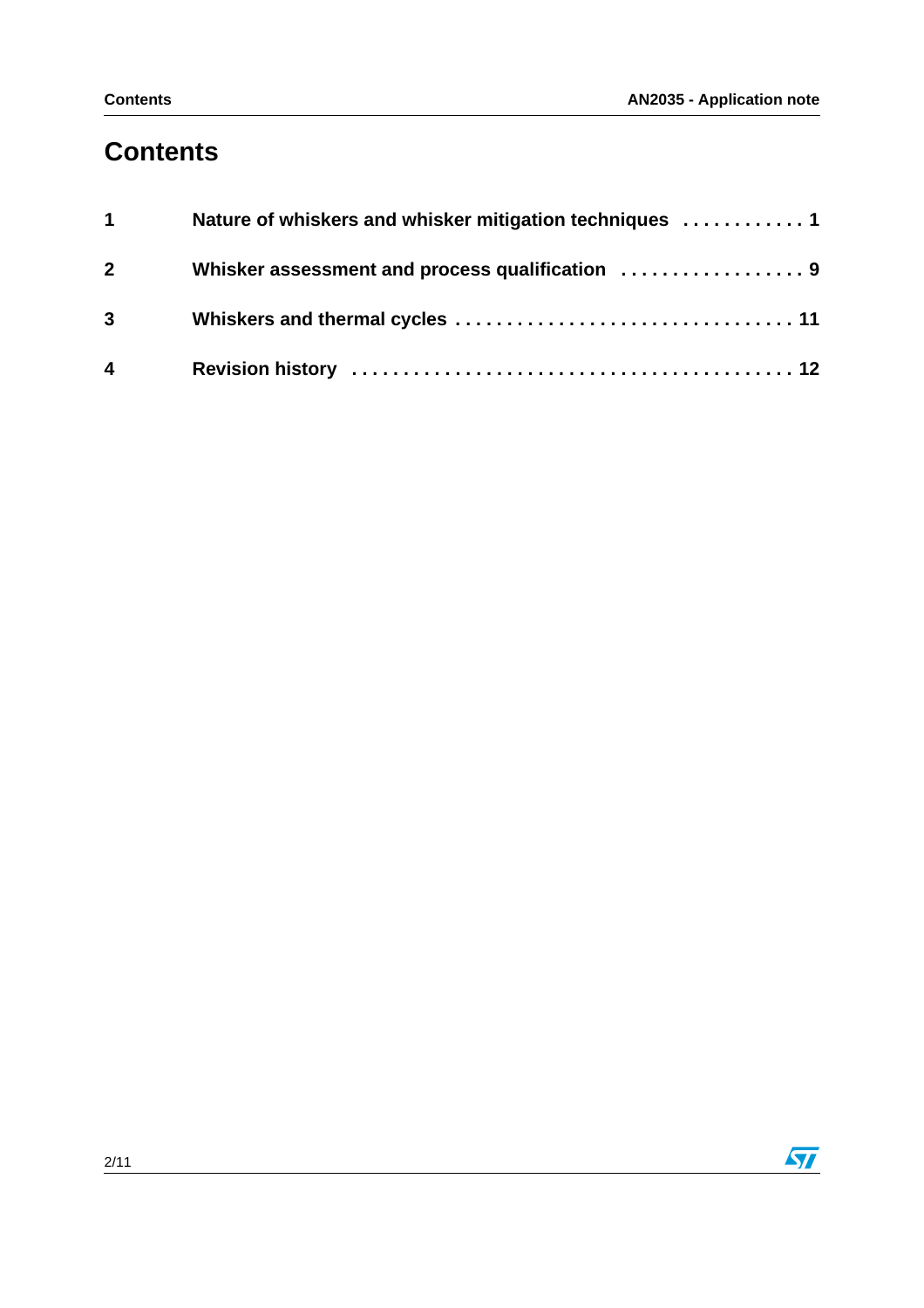# Contents

1 Nature of whiskers and whisker mitigation techniques . . . . . . . . . . . . 1

2 Whisker assessment and process qualification . . . . . . . . . . . . . . . . . . 9

3 Whiskers and thermal cycles . . . . . . . . . . . . . . . . . . . . . . . . . . . . . . . . 11

4 Revision history . . . . . . . . . . . . . . . . . . . . . . . . . . . . . . . . . . . . . . . . . . 12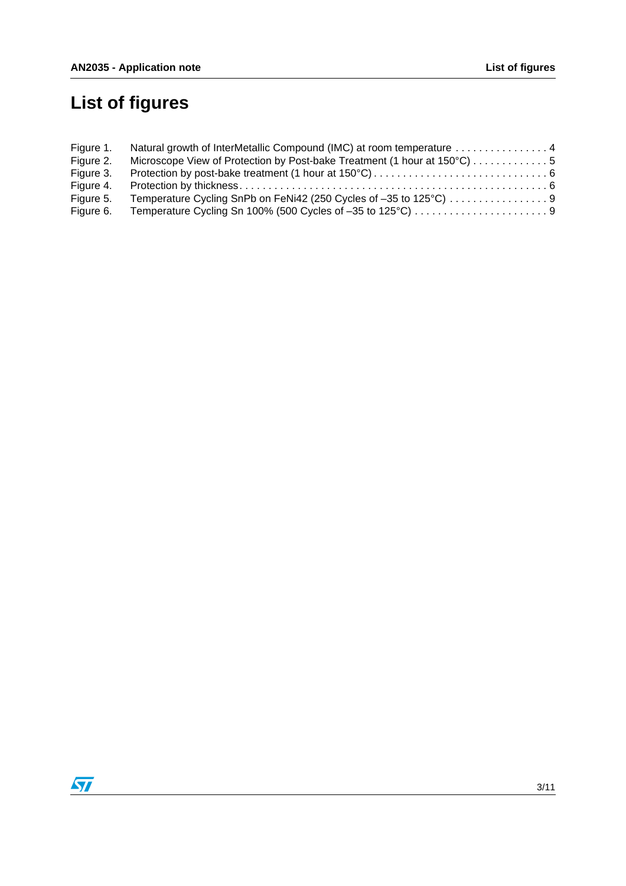# List of figures

Figure 1. Natural growth of InterMetallic Compound (IMC) at room temperature . . . . . . . . . . . . . . . . 4
Figure 2. Microscope View of Protection by Post-bake Treatment (1 hour at 150°C) . . . . . . . . . . . . . 5
Figure 3. Protection by post-bake treatment (1 hour at 150°C) . . . . . . . . . . . . . . . . . . . . . . . . . . . . . . 6
Figure 4. Protection by thickness. . . . . . . . . . . . . . . . . . . . . . . . . . . . . . . . . . . . . . . . . . . . . . . . . . . . 6
Figure 5. Temperature Cycling SnPb on FeNi42 (250 Cycles of –35 to 125°C) . . . . . . . . . . . . . . . . . 9
Figure 6. Temperature Cycling Sn 100% (500 Cycles of –35 to 125°C) . . . . . . . . . . . . . . . . . . . . . . . 9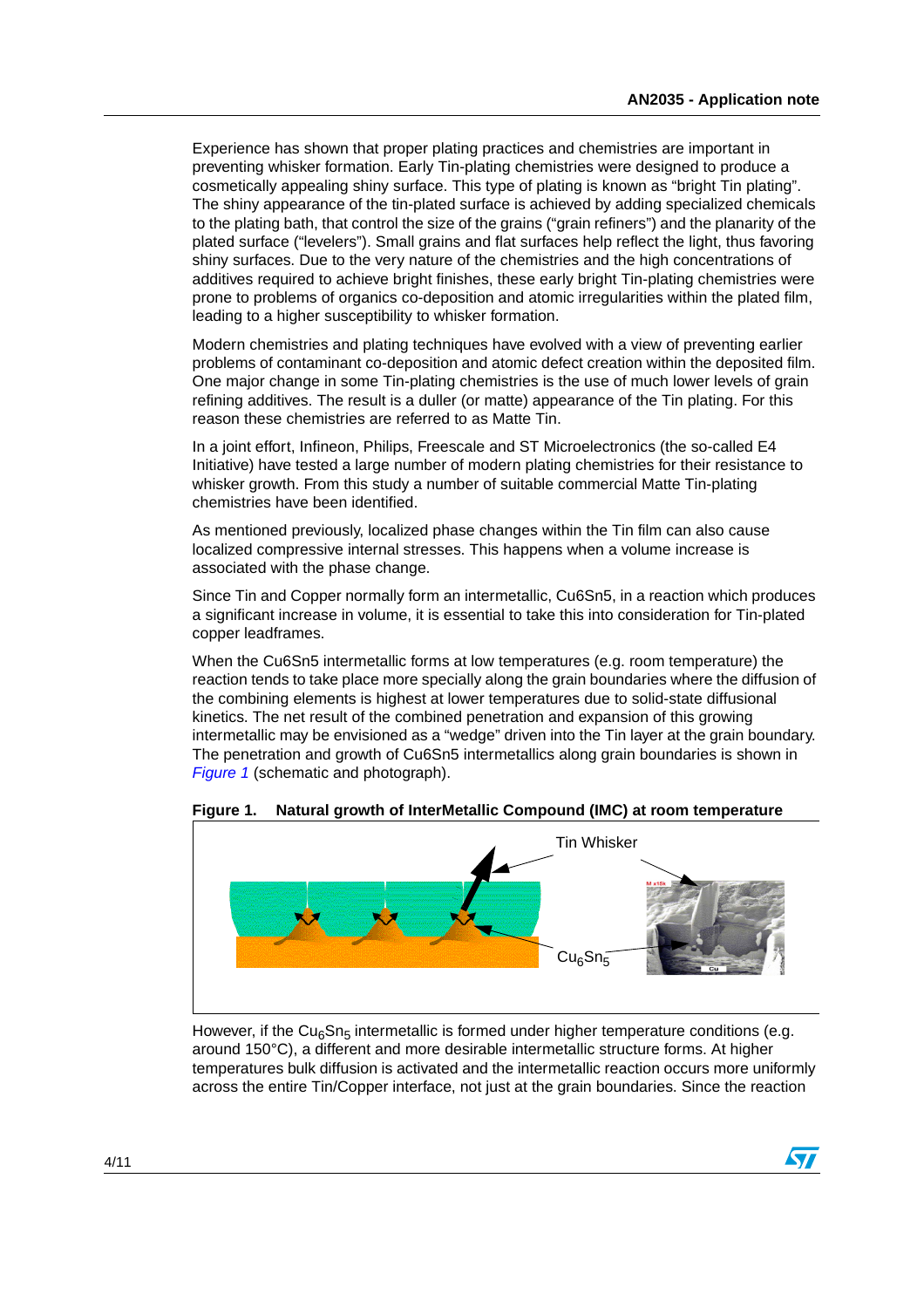Experience has shown that proper plating practices and chemistries are important in preventing whisker formation. Early Tin-plating chemistries were designed to produce a cosmetically appealing shiny surface. This type of plating is known as “bright Tin plating”. The shiny appearance of the tin-plated surface is achieved by adding specialized chemicals to the plating bath, that control the size of the grains (“grain refiners”) and the planarity of the plated surface (“levelers”). Small grains and flat surfaces help reflect the light, thus favoring shiny surfaces. Due to the very nature of the chemistries and the high concentrations of additives required to achieve bright finishes, these early bright Tin-plating chemistries were prone to problems of organics co-deposition and atomic irregularities within the plated film, leading to a higher susceptibility to whisker formation.

Modern chemistries and plating techniques have evolved with a view of preventing earlier problems of contaminant co-deposition and atomic defect creation within the deposited film. One major change in some Tin-plating chemistries is the use of much lower levels of grain refining additives. The result is a duller (or matte) appearance of the Tin plating. For this reason these chemistries are referred to as Matte Tin.

In a joint effort, Infineon, Philips, Freescale and ST Microelectronics (the so-called E4 Initiative) have tested a large number of modern plating chemistries for their resistance to whisker growth. From this study a number of suitable commercial Matte Tin-plating chemistries have been identified.

As mentioned previously, localized phase changes within the Tin film can also cause localized compressive internal stresses. This happens when a volume increase is associated with the phase change.

Since Tin and Copper normally form an intermetallic, Cu6Sn5, in a reaction which produces a significant increase in volume, it is essential to take this into consideration for Tin-plated copper leadframes.

When the Cu6Sn5 intermetallic forms at low temperatures (e.g. room temperature) the reaction tends to take place more specially along the grain boundaries where the diffusion of the combining elements is highest at lower temperatures due to solid-state diffusional kinetics. The net result of the combined penetration and expansion of this growing intermetallic may be envisioned as a “wedge” driven into the Tin layer at the grain boundary. The penetration and growth of Cu6Sn5 intermetallics along grain boundaries is shown in *Figure 1* (schematic and photograph).

**Figure 1. Natural growth of InterMetallic Compound (IMC) at room temperature**

However, if the $Cu_6Sn_5$ intermetallic is formed under higher temperature conditions (e.g. around 150°C), a different and more desirable intermetallic structure forms. At higher temperatures bulk diffusion is activated and the intermetallic reaction occurs more uniformly across the entire Tin/Copper interface, not just at the grain boundaries. Since the reaction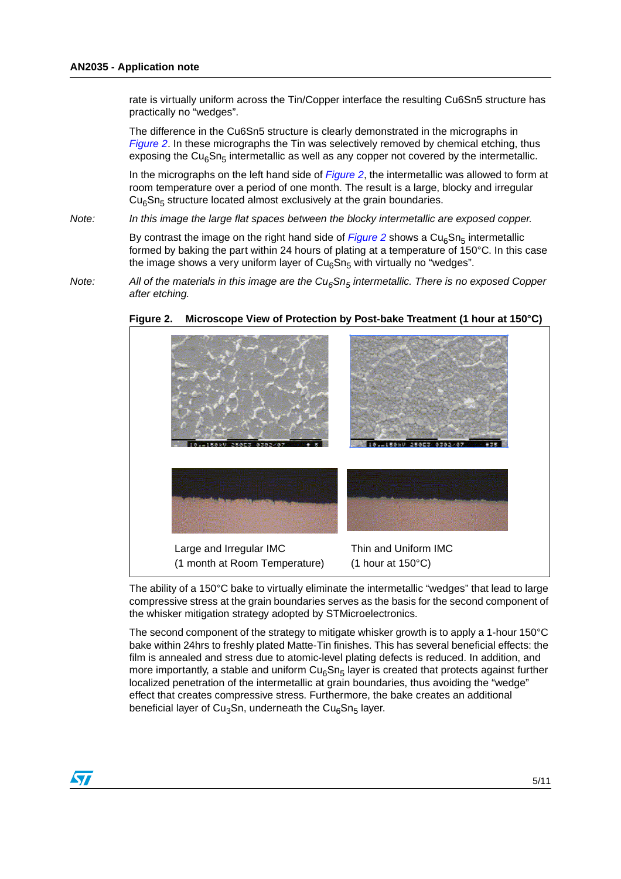rate is virtually uniform across the Tin/Copper interface the resulting Cu6Sn5 structure has practically no “wedges”.

The difference in the Cu6Sn5 structure is clearly demonstrated in the micrographs in *Figure 2*. In these micrographs the Tin was selectively removed by chemical etching, thus exposing the $Cu_6Sn_5$ intermetallic as well as any copper not covered by the intermetallic.

In the micrographs on the left hand side of *Figure 2*, the intermetallic was allowed to form at room temperature over a period of one month. The result is a large, blocky and irregular $Cu_6Sn_5$ structure located almost exclusively at the grain boundaries.

Note: *In this image the large flat spaces between the blocky intermetallic are exposed copper.*

By contrast the image on the right hand side of *Figure 2* shows a $Cu_6Sn_5$ intermetallic formed by baking the part within 24 hours of plating at a temperature of 150°C. In this case the image shows a very uniform layer of $Cu_6Sn_5$ with virtually no “wedges”.

Note: *All of the materials in this image are the $Cu_6Sn_5$ intermetallic. There is no exposed Copper after etching.*

**Figure 2. Microscope View of Protection by Post-bake Treatment (1 hour at 150°C)**

Large and Irregular IMC
(1 month at Room Temperature)

Thin and Uniform IMC
(1 hour at 150°C)

The ability of a 150°C bake to virtually eliminate the intermetallic “wedges” that lead to large compressive stress at the grain boundaries serves as the basis for the second component of the whisker mitigation strategy adopted by STMicroelectronics.

The second component of the strategy to mitigate whisker growth is to apply a 1-hour 150°C bake within 24hrs to freshly plated Matte-Tin finishes. This has several beneficial effects: the film is annealed and stress due to atomic-level plating defects is reduced. In addition, and more importantly, a stable and uniform $Cu_6Sn_5$ layer is created that protects against further localized penetration of the intermetallic at grain boundaries, thus avoiding the “wedge” effect that creates compressive stress. Furthermore, the bake creates an additional beneficial layer of $Cu_3Sn$, underneath the $Cu_6Sn_5$ layer.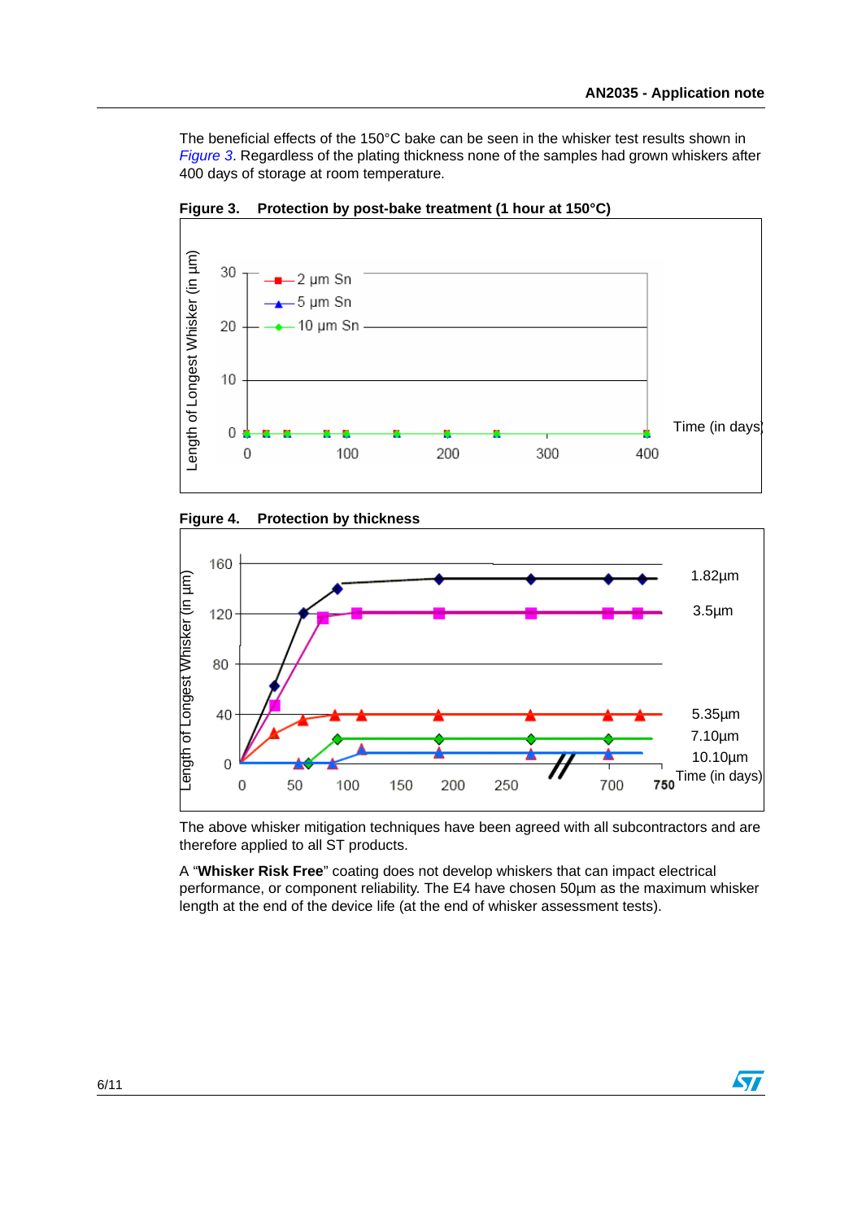The beneficial effects of the 150°C bake can be seen in the whisker test results shown in *Figure 3*. Regardless of the plating thickness none of the samples had grown whiskers after 400 days of storage at room temperature.

**Figure 3. Protection by post-bake treatment (1 hour at 150°C)**

**Figure 4. Protection by thickness**

The above whisker mitigation techniques have been agreed with all subcontractors and are therefore applied to all ST products.

A "**Whisker Risk Free**" coating does not develop whiskers that can impact electrical performance, or component reliability. The E4 have chosen 50µm as the maximum whisker length at the end of the device life (at the end of whisker assessment tests).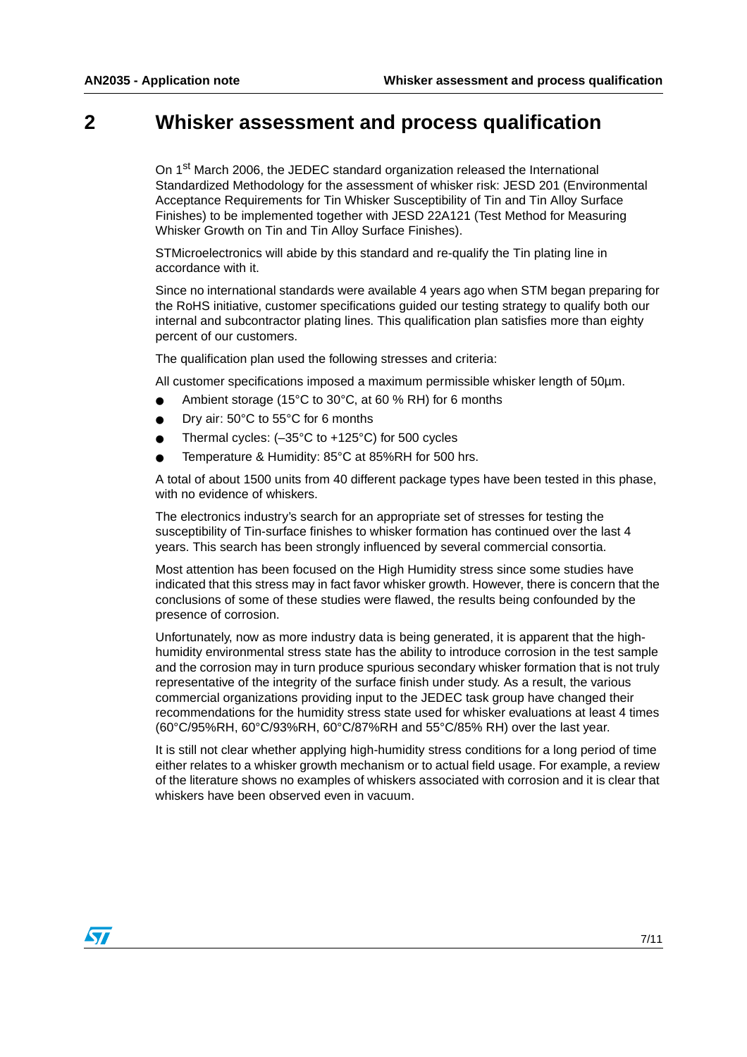# 2 Whisker assessment and process qualification

On 1st March 2006, the JEDEC standard organization released the International Standardized Methodology for the assessment of whisker risk: JESD 201 (Environmental Acceptance Requirements for Tin Whisker Susceptibility of Tin and Tin Alloy Surface Finishes) to be implemented together with JESD 22A121 (Test Method for Measuring Whisker Growth on Tin and Tin Alloy Surface Finishes).

STMicroelectronics will abide by this standard and re-qualify the Tin plating line in accordance with it.

Since no international standards were available 4 years ago when STM began preparing for the RoHS initiative, customer specifications guided our testing strategy to qualify both our internal and subcontractor plating lines. This qualification plan satisfies more than eighty percent of our customers.

The qualification plan used the following stresses and criteria:

All customer specifications imposed a maximum permissible whisker length of 50µm.

- Ambient storage (15°C to 30°C, at 60 % RH) for 6 months
- Dry air: 50°C to 55°C for 6 months
- Thermal cycles: (–35°C to +125°C) for 500 cycles
- Temperature & Humidity: 85°C at 85%RH for 500 hrs.

A total of about 1500 units from 40 different package types have been tested in this phase, with no evidence of whiskers.

The electronics industry's search for an appropriate set of stresses for testing the susceptibility of Tin-surface finishes to whisker formation has continued over the last 4 years. This search has been strongly influenced by several commercial consortia.

Most attention has been focused on the High Humidity stress since some studies have indicated that this stress may in fact favor whisker growth. However, there is concern that the conclusions of some of these studies were flawed, the results being confounded by the presence of corrosion.

Unfortunately, now as more industry data is being generated, it is apparent that the high-humidity environmental stress state has the ability to introduce corrosion in the test sample and the corrosion may in turn produce spurious secondary whisker formation that is not truly representative of the integrity of the surface finish under study. As a result, the various commercial organizations providing input to the JEDEC task group have changed their recommendations for the humidity stress state used for whisker evaluations at least 4 times (60°C/95%RH, 60°C/93%RH, 60°C/87%RH and 55°C/85% RH) over the last year.

It is still not clear whether applying high-humidity stress conditions for a long period of time either relates to a whisker growth mechanism or to actual field usage. For example, a review of the literature shows no examples of whiskers associated with corrosion and it is clear that whiskers have been observed even in vacuum.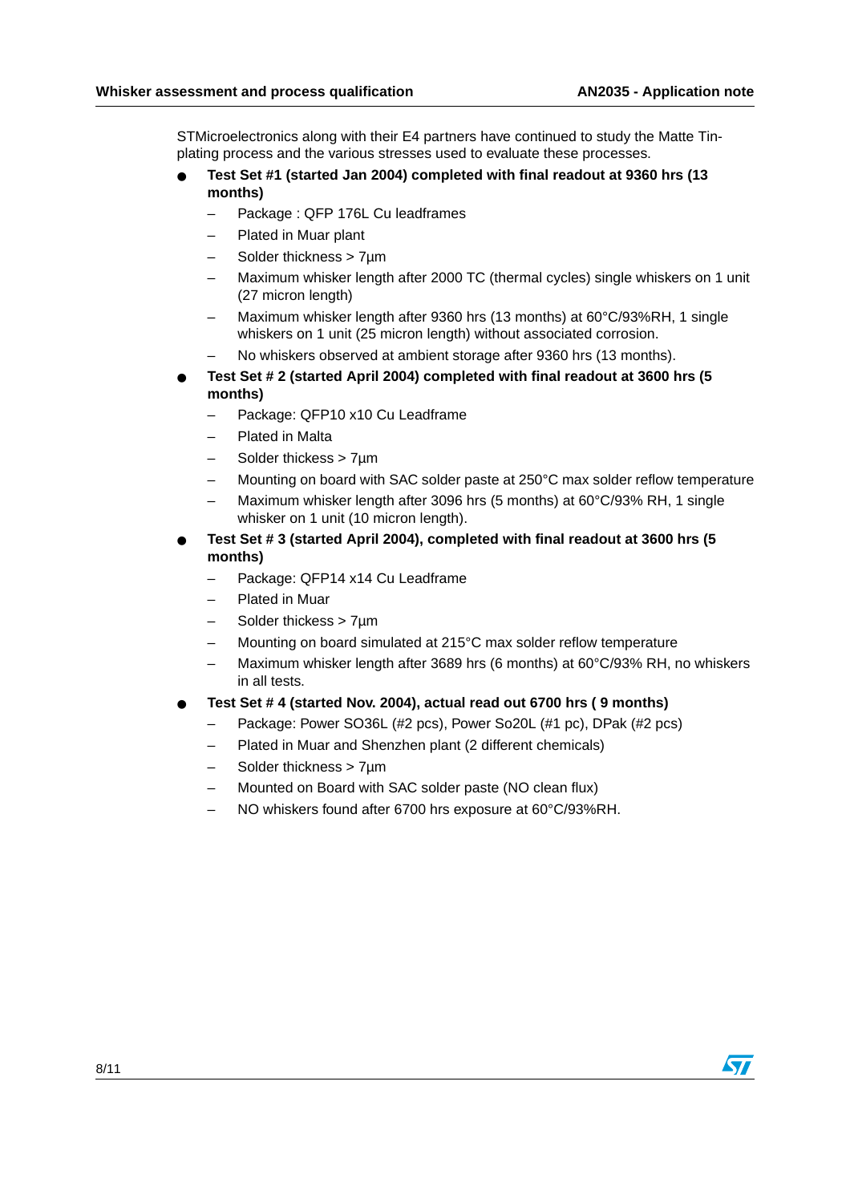STMicroelectronics along with their E4 partners have continued to study the Matte Tin-plating process and the various stresses used to evaluate these processes.

- **Test Set #1 (started Jan 2004) completed with final readout at 9360 hrs (13 months)**
  - Package : QFP 176L Cu leadframes
  - Plated in Muar plant
  - Solder thickness > 7µm
  - Maximum whisker length after 2000 TC (thermal cycles) single whiskers on 1 unit (27 micron length)
  - Maximum whisker length after 9360 hrs (13 months) at 60°C/93%RH, 1 single whiskers on 1 unit (25 micron length) without associated corrosion.
  - No whiskers observed at ambient storage after 9360 hrs (13 months).
- **Test Set # 2 (started April 2004) completed with final readout at 3600 hrs (5 months)**
  - Package: QFP10 x10 Cu Leadframe
  - Plated in Malta
  - Solder thickess > 7µm
  - Mounting on board with SAC solder paste at 250°C max solder reflow temperature
  - Maximum whisker length after 3096 hrs (5 months) at 60°C/93% RH, 1 single whisker on 1 unit (10 micron length).
- **Test Set # 3 (started April 2004), completed with final readout at 3600 hrs (5 months)**
  - Package: QFP14 x14 Cu Leadframe
  - Plated in Muar
  - Solder thickess > 7µm
  - Mounting on board simulated at 215°C max solder reflow temperature
  - Maximum whisker length after 3689 hrs (6 months) at 60°C/93% RH, no whiskers in all tests.
- **Test Set # 4 (started Nov. 2004), actual read out 6700 hrs ( 9 months)**
  - Package: Power SO36L (#2 pcs), Power So20L (#1 pc), DPak (#2 pcs)
  - Plated in Muar and Shenzhen plant (2 different chemicals)
  - Solder thickness > 7µm
  - Mounted on Board with SAC solder paste (NO clean flux)
  - NO whiskers found after 6700 hrs exposure at 60°C/93%RH.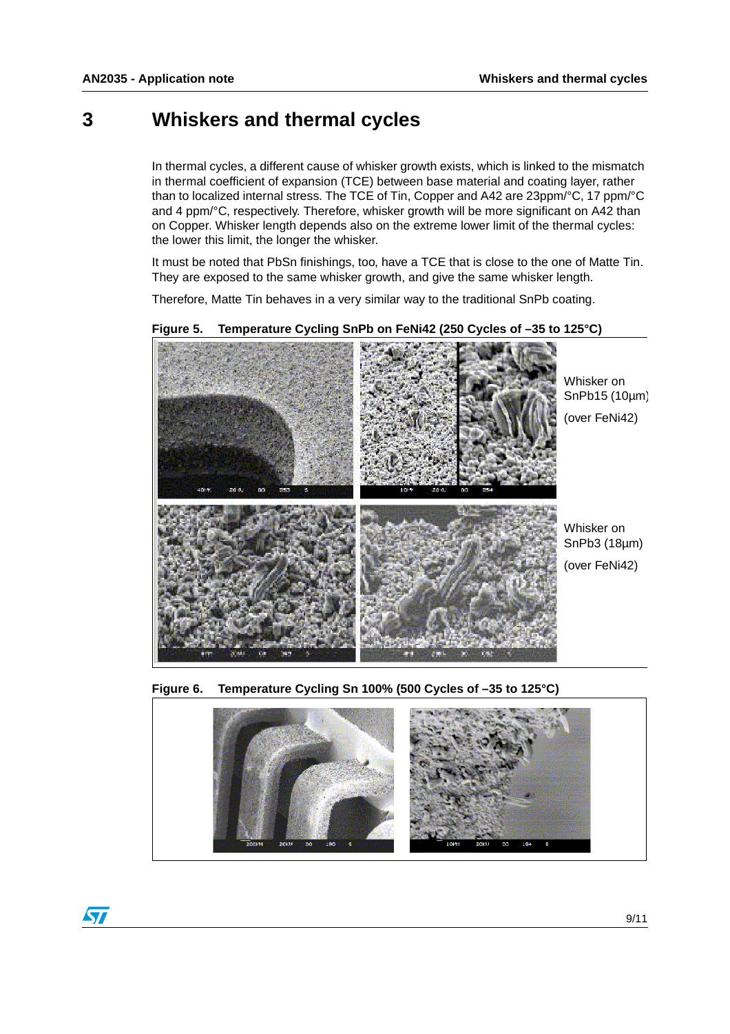# 3 Whiskers and thermal cycles

In thermal cycles, a different cause of whisker growth exists, which is linked to the mismatch in thermal coefficient of expansion (TCE) between base material and coating layer, rather than to localized internal stress. The TCE of Tin, Copper and A42 are 23ppm/°C, 17 ppm/°C and 4 ppm/°C, respectively. Therefore, whisker growth will be more significant on A42 than on Copper. Whisker length depends also on the extreme lower limit of the thermal cycles: the lower this limit, the longer the whisker.

It must be noted that PbSn finishings, too, have a TCE that is close to the one of Matte Tin. They are exposed to the same whisker growth, and give the same whisker length.

Therefore, Matte Tin behaves in a very similar way to the traditional SnPb coating.

**Figure 5. Temperature Cycling SnPb on FeNi42 (250 Cycles of –35 to 125°C)**

Whisker on SnPb15 (10µm)

(over FeNi42)

Whisker on SnPb3 (18µm)

(over FeNi42)

**Figure 6. Temperature Cycling Sn 100% (500 Cycles of –35 to 125°C)**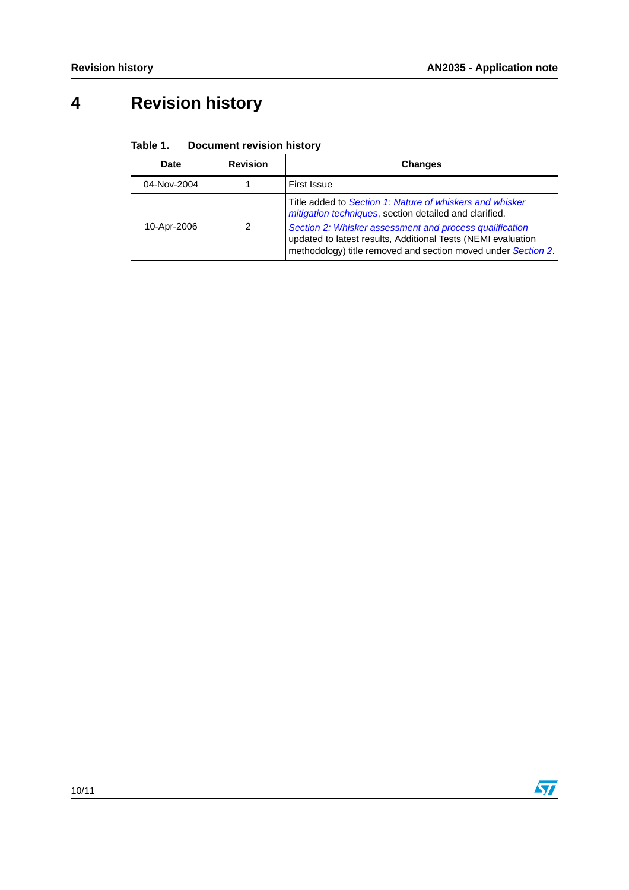# 4 Revision history

**Table 1. Document revision history**

| Date | Revision | Changes |
|---|---|---|
| 04-Nov-2004 | 1 | First Issue |
| 10-Apr-2006 | 2 | Title added to *Section 1: Nature of whiskers and whisker mitigation techniques*, section detailed and clarified.<br>*Section 2: Whisker assessment and process qualification* updated to latest results, Additional Tests (NEMI evaluation methodology) title removed and section moved under *Section 2*. |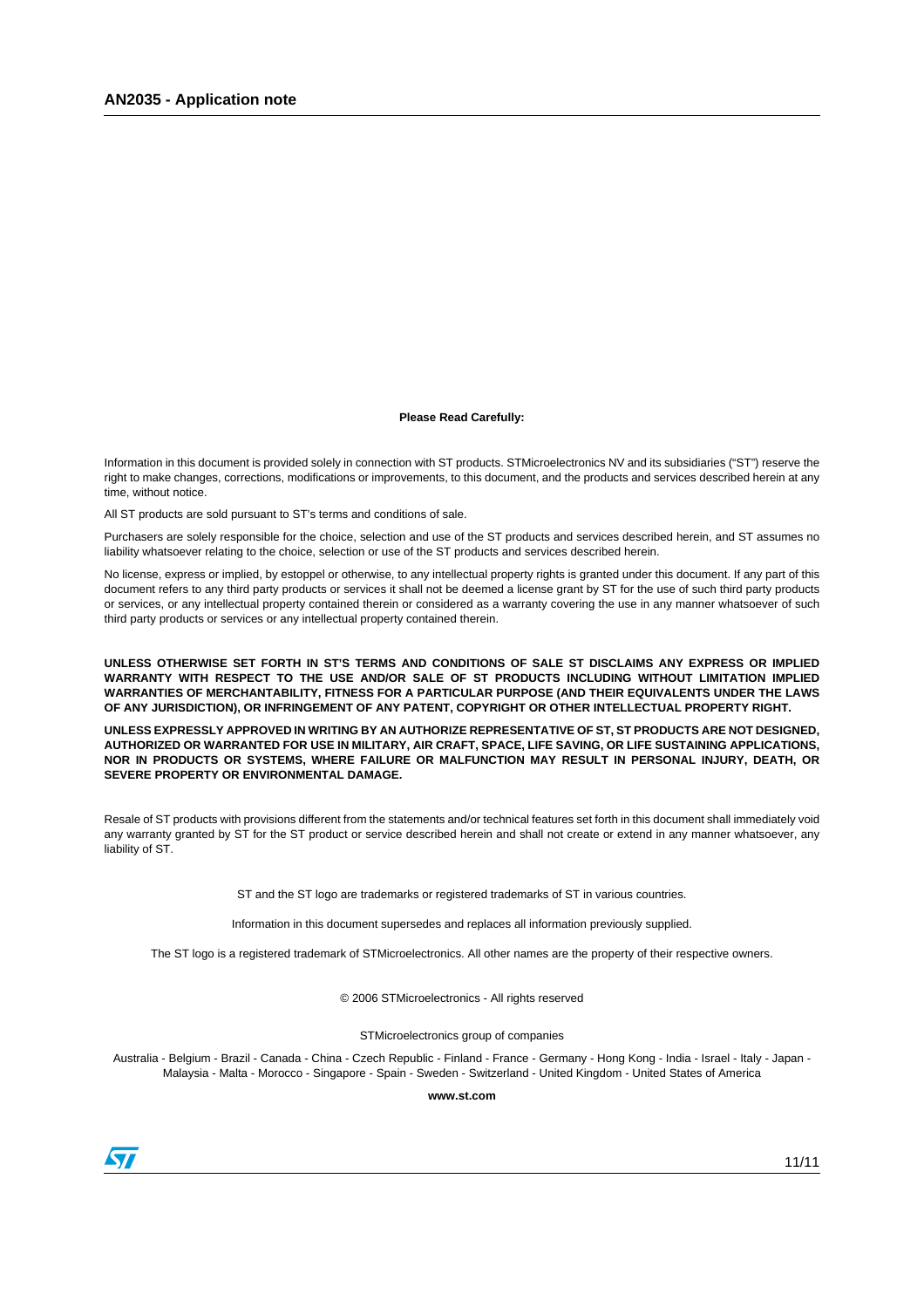**Please Read Carefully:**

Information in this document is provided solely in connection with ST products. STMicroelectronics NV and its subsidiaries ("ST") reserve the right to make changes, corrections, modifications or improvements, to this document, and the products and services described herein at any time, without notice.

All ST products are sold pursuant to ST's terms and conditions of sale.

Purchasers are solely responsible for the choice, selection and use of the ST products and services described herein, and ST assumes no liability whatsoever relating to the choice, selection or use of the ST products and services described herein.

No license, express or implied, by estoppel or otherwise, to any intellectual property rights is granted under this document. If any part of this document refers to any third party products or services it shall not be deemed a license grant by ST for the use of such third party products or services, or any intellectual property contained therein or considered as a warranty covering the use in any manner whatsoever of such third party products or services or any intellectual property contained therein.

**UNLESS OTHERWISE SET FORTH IN ST'S TERMS AND CONDITIONS OF SALE ST DISCLAIMS ANY EXPRESS OR IMPLIED WARRANTY WITH RESPECT TO THE USE AND/OR SALE OF ST PRODUCTS INCLUDING WITHOUT LIMITATION IMPLIED WARRANTIES OF MERCHANTABILITY, FITNESS FOR A PARTICULAR PURPOSE (AND THEIR EQUIVALENTS UNDER THE LAWS OF ANY JURISDICTION), OR INFRINGEMENT OF ANY PATENT, COPYRIGHT OR OTHER INTELLECTUAL PROPERTY RIGHT.**

**UNLESS EXPRESSLY APPROVED IN WRITING BY AN AUTHORIZE REPRESENTATIVE OF ST, ST PRODUCTS ARE NOT DESIGNED, AUTHORIZED OR WARRANTED FOR USE IN MILITARY, AIR CRAFT, SPACE, LIFE SAVING, OR LIFE SUSTAINING APPLICATIONS, NOR IN PRODUCTS OR SYSTEMS, WHERE FAILURE OR MALFUNCTION MAY RESULT IN PERSONAL INJURY, DEATH, OR SEVERE PROPERTY OR ENVIRONMENTAL DAMAGE.**

Resale of ST products with provisions different from the statements and/or technical features set forth in this document shall immediately void any warranty granted by ST for the ST product or service described herein and shall not create or extend in any manner whatsoever, any liability of ST.

ST and the ST logo are trademarks or registered trademarks of ST in various countries.

Information in this document supersedes and replaces all information previously supplied.

The ST logo is a registered trademark of STMicroelectronics. All other names are the property of their respective owners.

© 2006 STMicroelectronics - All rights reserved

STMicroelectronics group of companies

Australia - Belgium - Brazil - Canada - China - Czech Republic - Finland - France - Germany - Hong Kong - India - Israel - Italy - Japan - Malaysia - Malta - Morocco - Singapore - Spain - Sweden - Switzerland - United Kingdom - United States of America

**www.st.com**